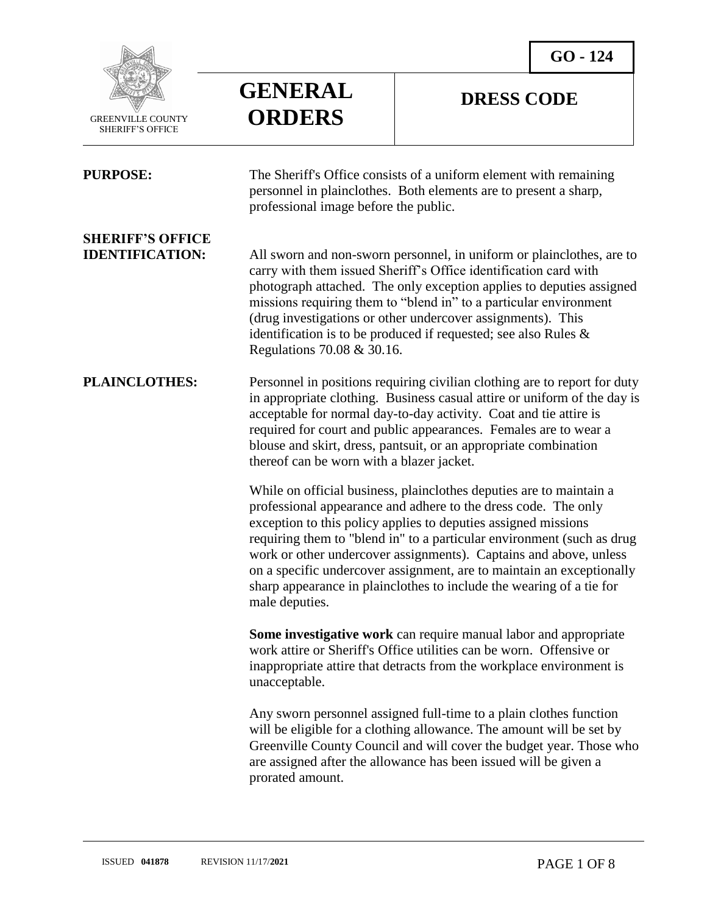GREENVILLE COUNTY SHERIFF'S OFFICE

# GENERAL ORDERS

# DRESS CODE

**GO - 124**

**PURPOSE:** The Sheriff's Office consists of a uniform element with remaining personnel in plainclothes. Both elements are to present a sharp, professional image before the public.

**SHERIFF'S OFFICE IDENTIFICATION:** All sworn and non-sworn personnel, in uniform or plainclothes, are to carry with them issued Sheriff's Office identification card with photograph attached. The only exception applies to deputies assigned missions requiring them to "blend in" to a particular environment (drug investigations or other undercover assignments). This identification is to be produced if requested; see also Rules & Regulations 70.08 & 30.16.

**PLAINCLOTHES:** Personnel in positions requiring civilian clothing are to report for duty in appropriate clothing. Business casual attire or uniform of the day is acceptable for normal day-to-day activity. Coat and tie attire is required for court and public appearances. Females are to wear a blouse and skirt, dress, pantsuit, or an appropriate combination thereof can be worn with a blazer jacket.

While on official business, plainclothes deputies are to maintain a professional appearance and adhere to the dress code. The only exception to this policy applies to deputies assigned missions requiring them to "blend in" to a particular environment (such as drug work or other undercover assignments). Captains and above, unless on a specific undercover assignment, are to maintain an exceptionally sharp appearance in plainclothes to include the wearing of a tie for male deputies.

**Some investigative work** can require manual labor and appropriate work attire or Sheriff's Office utilities can be worn. Offensive or inappropriate attire that detracts from the workplace environment is unacceptable.

Any sworn personnel assigned full-time to a plain clothes function will be eligible for a clothing allowance. The amount will be set by Greenville County Council and will cover the budget year. Those who are assigned after the allowance has been issued will be given a prorated amount.

ISSUED **041878** REVISION 11/17/**2021**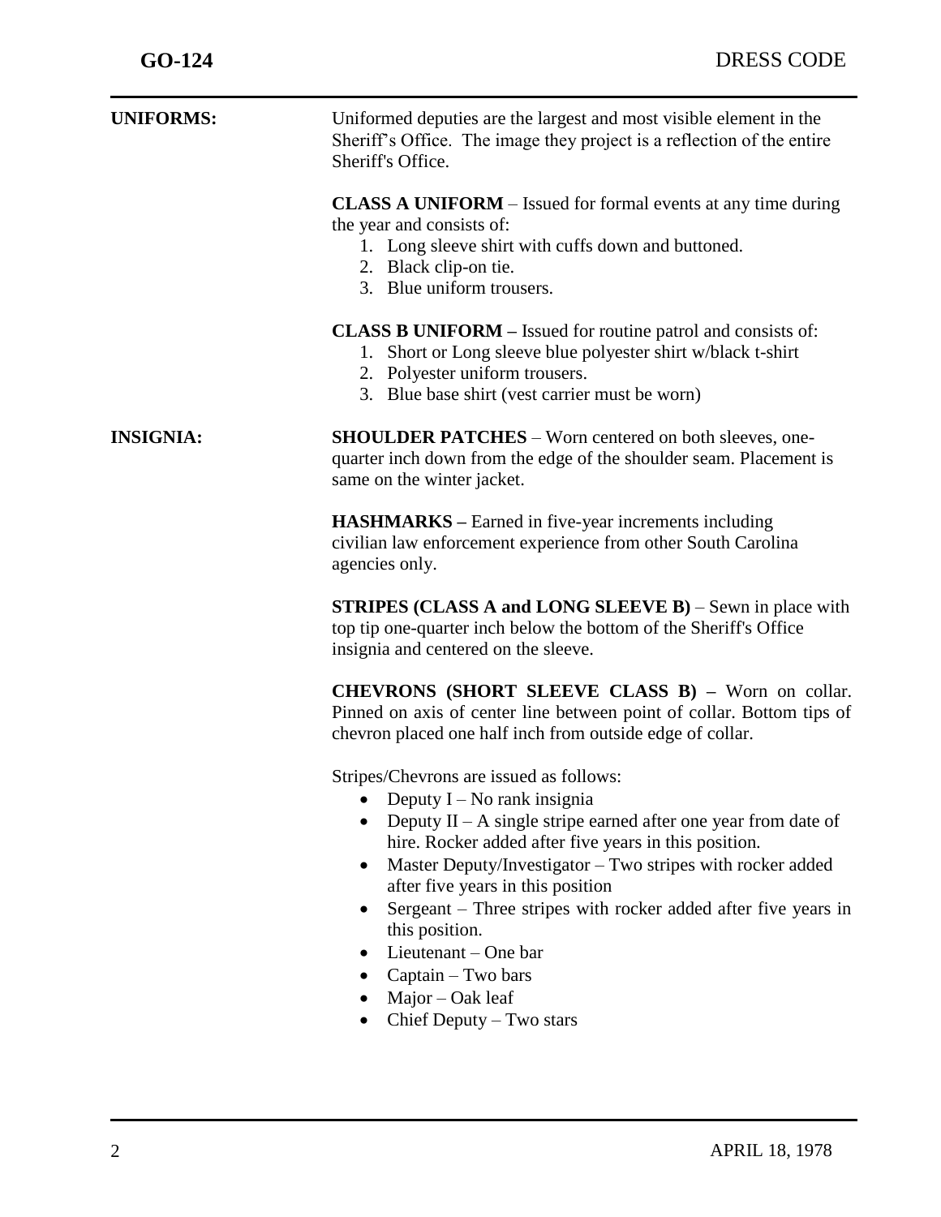**UNIFORMS:**

Uniformed deputies are the largest and most visible element in the Sheriff's Office. The image they project is a reflection of the entire Sheriff's Office.

**CLASS A UNIFORM** – Issued for formal events at any time during the year and consists of:

1. Long sleeve shirt with cuffs down and buttoned.
2. Black clip-on tie.
3. Blue uniform trousers.

**CLASS B UNIFORM –** Issued for routine patrol and consists of:

1. Short or Long sleeve blue polyester shirt w/black t-shirt
2. Polyester uniform trousers.
3. Blue base shirt (vest carrier must be worn)

**INSIGNIA:**

**SHOULDER PATCHES** – Worn centered on both sleeves, one-quarter inch down from the edge of the shoulder seam. Placement is same on the winter jacket.

**HASHMARKS –** Earned in five-year increments including civilian law enforcement experience from other South Carolina agencies only.

**STRIPES (CLASS A and LONG SLEEVE B)** – Sewn in place with top tip one-quarter inch below the bottom of the Sheriff's Office insignia and centered on the sleeve.

**CHEVRONS (SHORT SLEEVE CLASS B) –** Worn on collar. Pinned on axis of center line between point of collar. Bottom tips of chevron placed one half inch from outside edge of collar.

Stripes/Chevrons are issued as follows:

- Deputy I – No rank insignia
- Deputy II – A single stripe earned after one year from date of hire. Rocker added after five years in this position.
- Master Deputy/Investigator – Two stripes with rocker added after five years in this position
- Sergeant – Three stripes with rocker added after five years in this position.
- Lieutenant – One bar
- Captain – Two bars
- Major – Oak leaf
- Chief Deputy – Two stars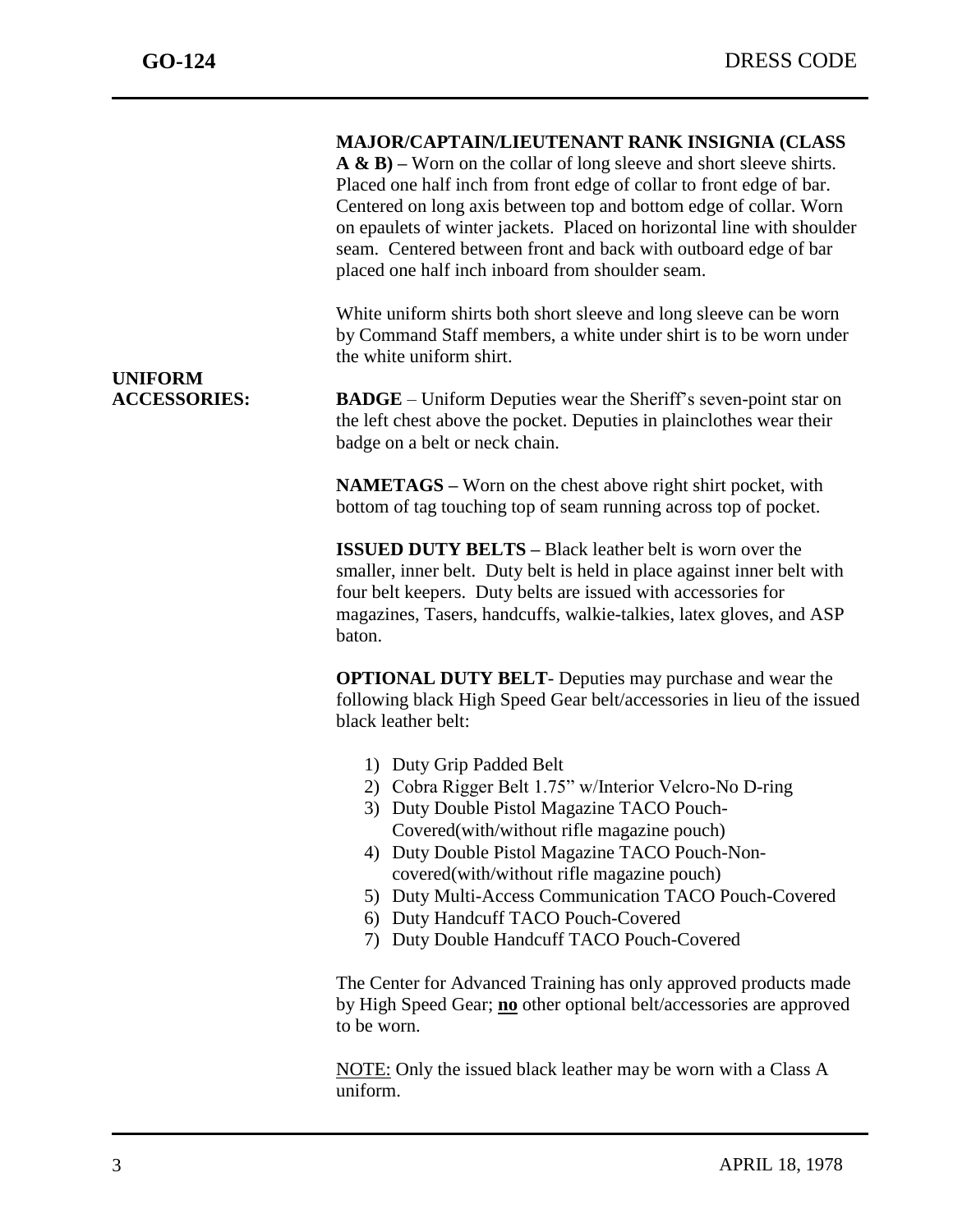**MAJOR/CAPTAIN/LIEUTENANT RANK INSIGNIA (CLASS A & B) –** Worn on the collar of long sleeve and short sleeve shirts. Placed one half inch from front edge of collar to front edge of bar. Centered on long axis between top and bottom edge of collar. Worn on epaulets of winter jackets. Placed on horizontal line with shoulder seam. Centered between front and back with outboard edge of bar placed one half inch inboard from shoulder seam.

White uniform shirts both short sleeve and long sleeve can be worn by Command Staff members, a white under shirt is to be worn under the white uniform shirt.

**UNIFORM ACCESSORIES:**

**BADGE** – Uniform Deputies wear the Sheriff's seven-point star on the left chest above the pocket. Deputies in plainclothes wear their badge on a belt or neck chain.

**NAMETAGS –** Worn on the chest above right shirt pocket, with bottom of tag touching top of seam running across top of pocket.

**ISSUED DUTY BELTS –** Black leather belt is worn over the smaller, inner belt. Duty belt is held in place against inner belt with four belt keepers. Duty belts are issued with accessories for magazines, Tasers, handcuffs, walkie-talkies, latex gloves, and ASP baton.

**OPTIONAL DUTY BELT**- Deputies may purchase and wear the following black High Speed Gear belt/accessories in lieu of the issued black leather belt:

1) Duty Grip Padded Belt
2) Cobra Rigger Belt 1.75" w/Interior Velcro-No D-ring
3) Duty Double Pistol Magazine TACO Pouch-Covered(with/without rifle magazine pouch)
4) Duty Double Pistol Magazine TACO Pouch-Non-covered(with/without rifle magazine pouch)
5) Duty Multi-Access Communication TACO Pouch-Covered
6) Duty Handcuff TACO Pouch-Covered
7) Duty Double Handcuff TACO Pouch-Covered

The Center for Advanced Training has only approved products made by High Speed Gear; **no** other optional belt/accessories are approved to be worn.

NOTE: Only the issued black leather may be worn with a Class A uniform.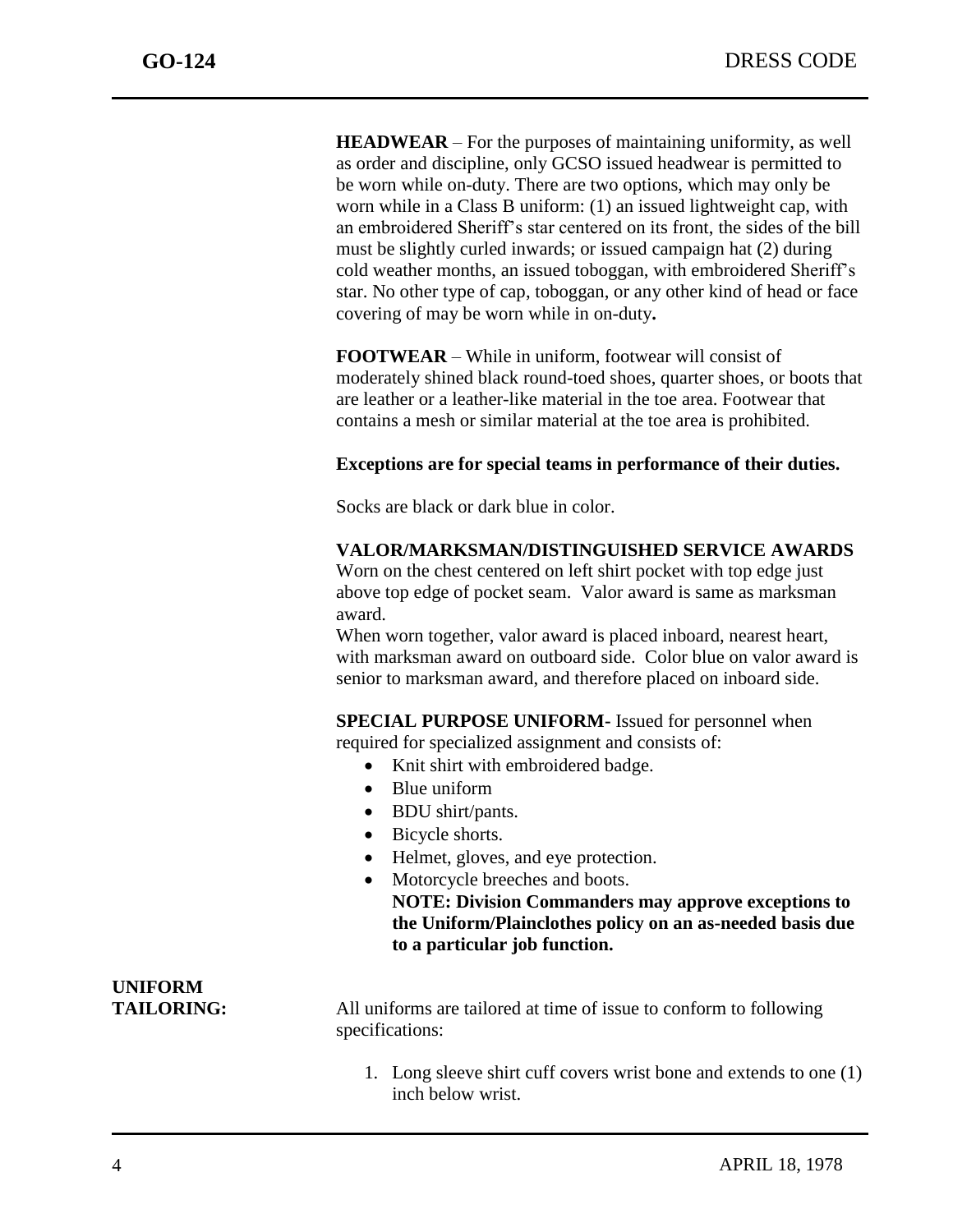**HEADWEAR** – For the purposes of maintaining uniformity, as well as order and discipline, only GCSO issued headwear is permitted to be worn while on-duty. There are two options, which may only be worn while in a Class B uniform: (1) an issued lightweight cap, with an embroidered Sheriff's star centered on its front, the sides of the bill must be slightly curled inwards; or issued campaign hat (2) during cold weather months, an issued toboggan, with embroidered Sheriff's star. No other type of cap, toboggan, or any other kind of head or face covering of may be worn while in on-duty**.**

**FOOTWEAR** – While in uniform, footwear will consist of moderately shined black round-toed shoes, quarter shoes, or boots that are leather or a leather-like material in the toe area. Footwear that contains a mesh or similar material at the toe area is prohibited.

**Exceptions are for special teams in performance of their duties.**

Socks are black or dark blue in color.

**VALOR/MARKSMAN/DISTINGUISHED SERVICE AWARDS**
Worn on the chest centered on left shirt pocket with top edge just above top edge of pocket seam. Valor award is same as marksman award.
When worn together, valor award is placed inboard, nearest heart, with marksman award on outboard side. Color blue on valor award is senior to marksman award, and therefore placed on inboard side.

**SPECIAL PURPOSE UNIFORM-** Issued for personnel when required for specialized assignment and consists of:

- Knit shirt with embroidered badge.
- Blue uniform
- BDU shirt/pants.
- Bicycle shorts.
- Helmet, gloves, and eye protection.
- Motorcycle breeches and boots.
  **NOTE: Division Commanders may approve exceptions to the Uniform/Plainclothes policy on an as-needed basis due to a particular job function.**

**UNIFORM TAILORING:** All uniforms are tailored at time of issue to conform to following specifications:

1. Long sleeve shirt cuff covers wrist bone and extends to one (1) inch below wrist.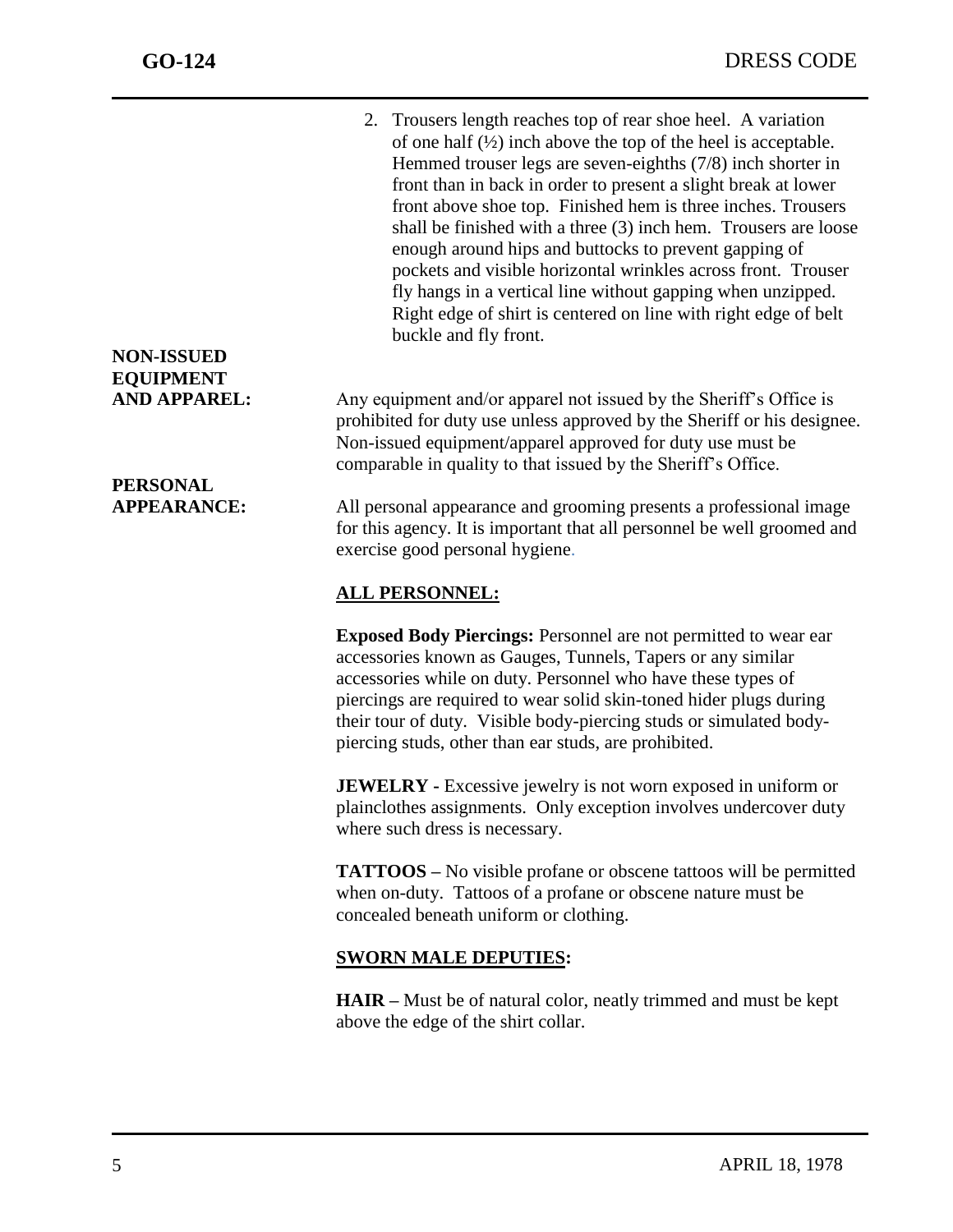2. Trousers length reaches top of rear shoe heel. A variation of one half (½) inch above the top of the heel is acceptable. Hemmed trouser legs are seven-eighths (7/8) inch shorter in front than in back in order to present a slight break at lower front above shoe top. Finished hem is three inches. Trousers shall be finished with a three (3) inch hem. Trousers are loose enough around hips and buttocks to prevent gapping of pockets and visible horizontal wrinkles across front. Trouser fly hangs in a vertical line without gapping when unzipped. Right edge of shirt is centered on line with right edge of belt buckle and fly front.

**NON-ISSUED EQUIPMENT AND APPAREL:**

Any equipment and/or apparel not issued by the Sheriff's Office is prohibited for duty use unless approved by the Sheriff or his designee. Non-issued equipment/apparel approved for duty use must be comparable in quality to that issued by the Sheriff's Office.

**PERSONAL APPEARANCE:**

All personal appearance and grooming presents a professional image for this agency. It is important that all personnel be well groomed and exercise good personal hygiene.

**ALL PERSONNEL:**

**Exposed Body Piercings:** Personnel are not permitted to wear ear accessories known as Gauges, Tunnels, Tapers or any similar accessories while on duty. Personnel who have these types of piercings are required to wear solid skin-toned hider plugs during their tour of duty. Visible body-piercing studs or simulated body-piercing studs, other than ear studs, are prohibited.

**JEWELRY -** Excessive jewelry is not worn exposed in uniform or plainclothes assignments. Only exception involves undercover duty where such dress is necessary.

**TATTOOS –** No visible profane or obscene tattoos will be permitted when on-duty. Tattoos of a profane or obscene nature must be concealed beneath uniform or clothing.

**SWORN MALE DEPUTIES:**

**HAIR –** Must be of natural color, neatly trimmed and must be kept above the edge of the shirt collar.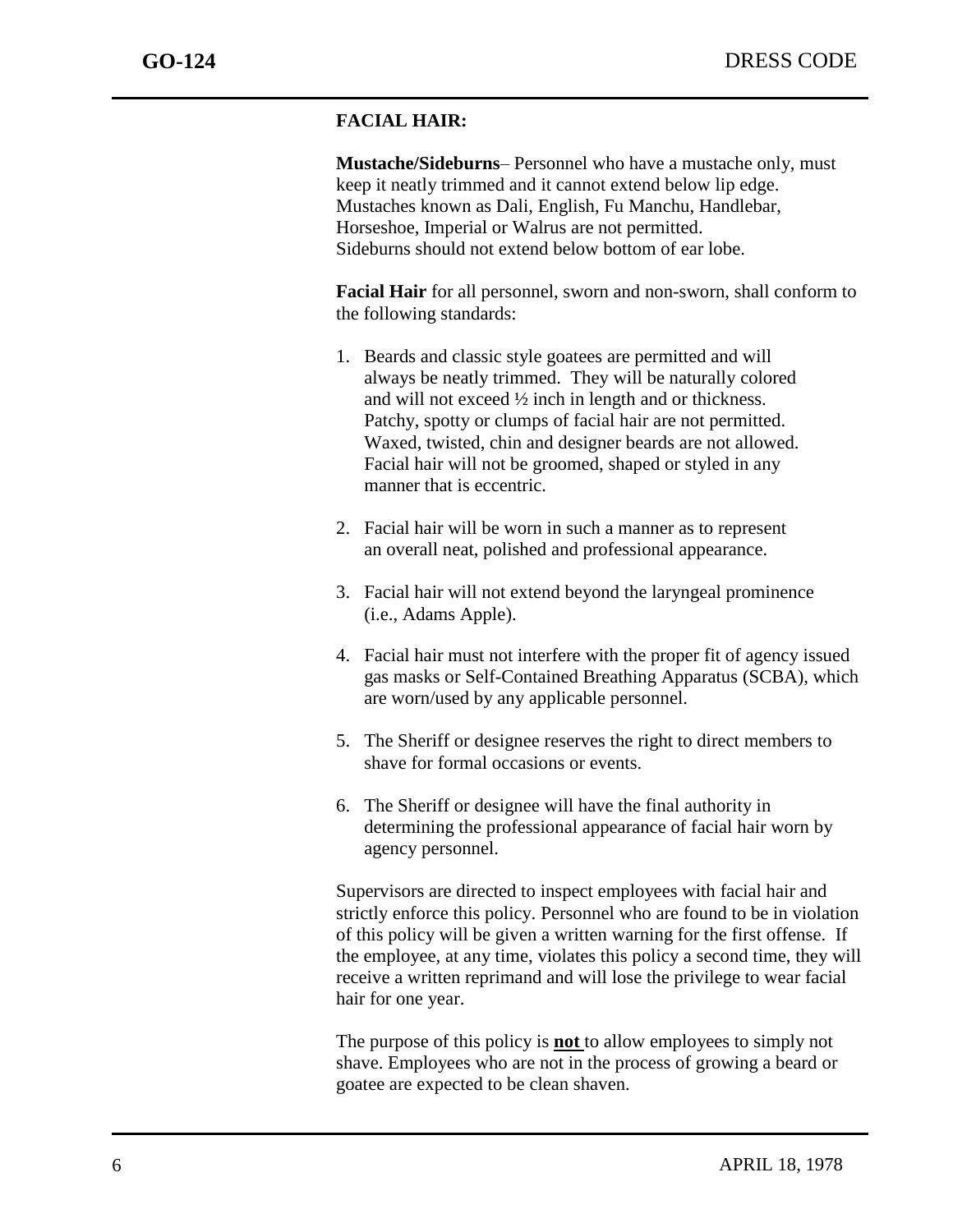**FACIAL HAIR:**

**Mustache/Sideburns**– Personnel who have a mustache only, must keep it neatly trimmed and it cannot extend below lip edge. Mustaches known as Dali, English, Fu Manchu, Handlebar, Horseshoe, Imperial or Walrus are not permitted. Sideburns should not extend below bottom of ear lobe.

**Facial Hair** for all personnel, sworn and non-sworn, shall conform to the following standards:

1. Beards and classic style goatees are permitted and will always be neatly trimmed. They will be naturally colored and will not exceed ½ inch in length and or thickness. Patchy, spotty or clumps of facial hair are not permitted. Waxed, twisted, chin and designer beards are not allowed. Facial hair will not be groomed, shaped or styled in any manner that is eccentric.

2. Facial hair will be worn in such a manner as to represent an overall neat, polished and professional appearance.

3. Facial hair will not extend beyond the laryngeal prominence (i.e., Adams Apple).

4. Facial hair must not interfere with the proper fit of agency issued gas masks or Self-Contained Breathing Apparatus (SCBA), which are worn/used by any applicable personnel.

5. The Sheriff or designee reserves the right to direct members to shave for formal occasions or events.

6. The Sheriff or designee will have the final authority in determining the professional appearance of facial hair worn by agency personnel.

Supervisors are directed to inspect employees with facial hair and strictly enforce this policy. Personnel who are found to be in violation of this policy will be given a written warning for the first offense. If the employee, at any time, violates this policy a second time, they will receive a written reprimand and will lose the privilege to wear facial hair for one year.

The purpose of this policy is **not** to allow employees to simply not shave. Employees who are not in the process of growing a beard or goatee are expected to be clean shaven.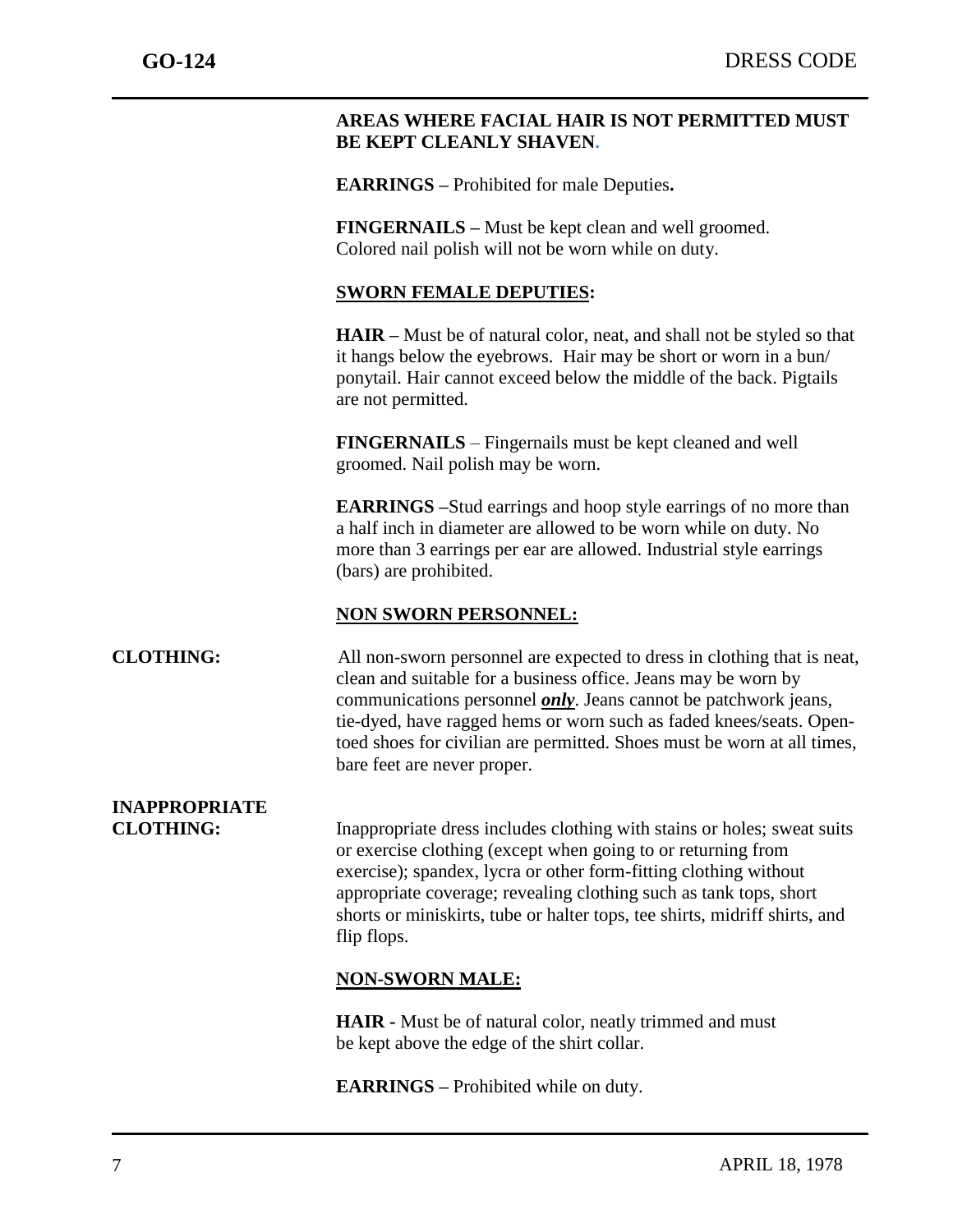**AREAS WHERE FACIAL HAIR IS NOT PERMITTED MUST BE KEPT CLEANLY SHAVEN.**

**EARRINGS –** Prohibited for male Deputies**.**

**FINGERNAILS –** Must be kept clean and well groomed. Colored nail polish will not be worn while on duty.

**SWORN FEMALE DEPUTIES:**

**HAIR –** Must be of natural color, neat, and shall not be styled so that it hangs below the eyebrows. Hair may be short or worn in a bun/ ponytail. Hair cannot exceed below the middle of the back. Pigtails are not permitted.

**FINGERNAILS** – Fingernails must be kept cleaned and well groomed. Nail polish may be worn.

**EARRINGS –**Stud earrings and hoop style earrings of no more than a half inch in diameter are allowed to be worn while on duty. No more than 3 earrings per ear are allowed. Industrial style earrings (bars) are prohibited.

**NON SWORN PERSONNEL:**

**CLOTHING:** All non-sworn personnel are expected to dress in clothing that is neat, clean and suitable for a business office. Jeans may be worn by communications personnel ***only***. Jeans cannot be patchwork jeans, tie-dyed, have ragged hems or worn such as faded knees/seats. Open-toed shoes for civilian are permitted. Shoes must be worn at all times, bare feet are never proper.

**INAPPROPRIATE CLOTHING:** Inappropriate dress includes clothing with stains or holes; sweat suits or exercise clothing (except when going to or returning from exercise); spandex, lycra or other form-fitting clothing without appropriate coverage; revealing clothing such as tank tops, short shorts or miniskirts, tube or halter tops, tee shirts, midriff shirts, and flip flops.

**NON-SWORN MALE:**

**HAIR** - Must be of natural color, neatly trimmed and must be kept above the edge of the shirt collar.

**EARRINGS –** Prohibited while on duty.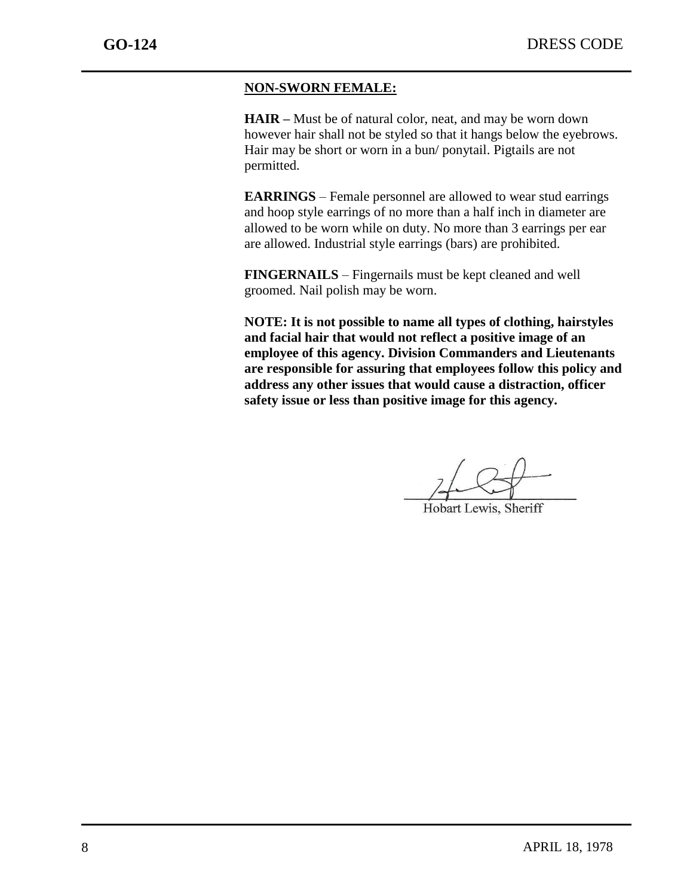**NON-SWORN FEMALE:**

**HAIR –** Must be of natural color, neat, and may be worn down however hair shall not be styled so that it hangs below the eyebrows. Hair may be short or worn in a bun/ ponytail. Pigtails are not permitted.

**EARRINGS** – Female personnel are allowed to wear stud earrings and hoop style earrings of no more than a half inch in diameter are allowed to be worn while on duty. No more than 3 earrings per ear are allowed. Industrial style earrings (bars) are prohibited.

**FINGERNAILS** – Fingernails must be kept cleaned and well groomed. Nail polish may be worn.

**NOTE: It is not possible to name all types of clothing, hairstyles and facial hair that would not reflect a positive image of an employee of this agency. Division Commanders and Lieutenants are responsible for assuring that employees follow this policy and address any other issues that would cause a distraction, officer safety issue or less than positive image for this agency.**

Hobart Lewis, Sheriff